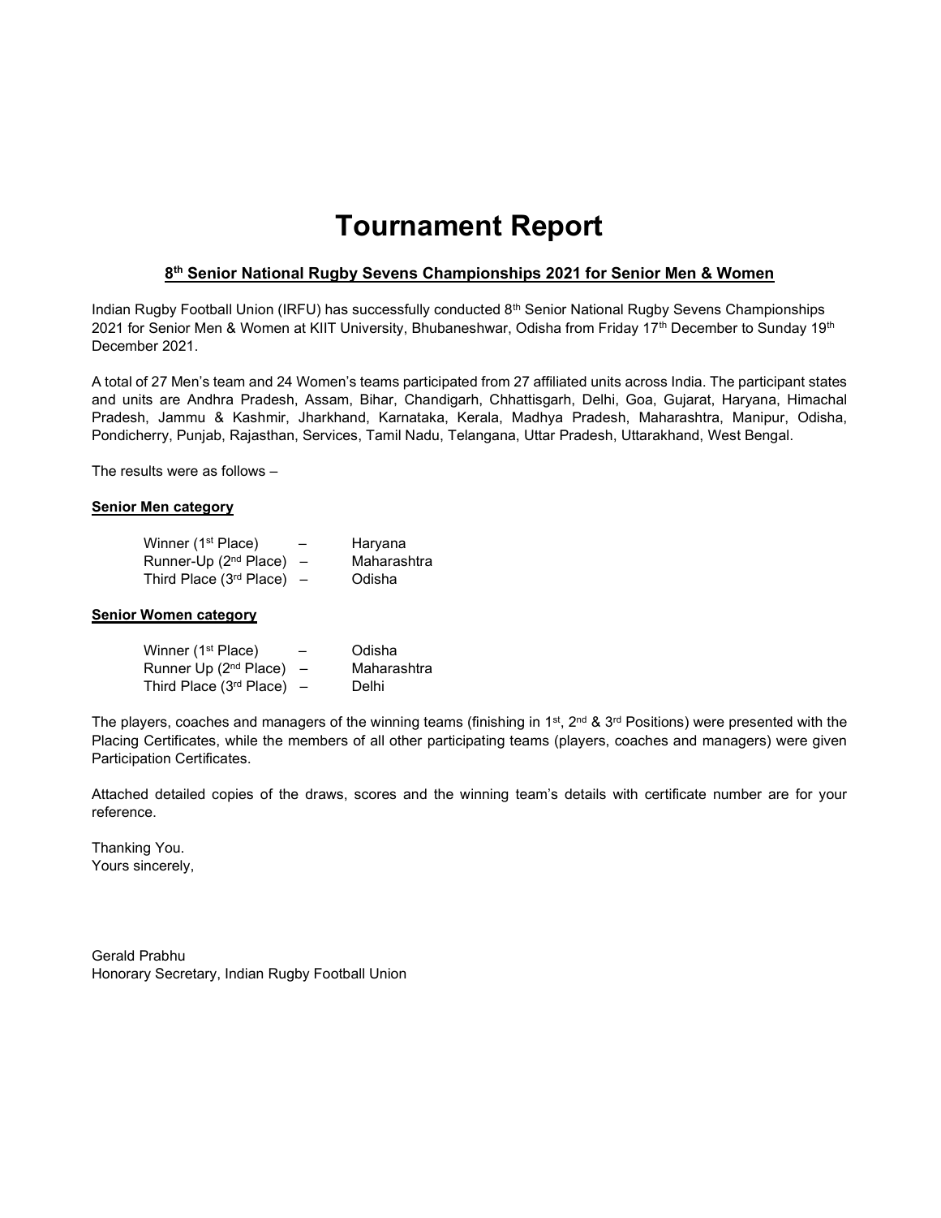# Tournament Report

## 8th Senior National Rugby Sevens Championships 2021 for Senior Men & Women

Indian Rugby Football Union (IRFU) has successfully conducted 8th Senior National Rugby Sevens Championships 2021 for Senior Men & Women at KIIT University, Bhubaneshwar, Odisha from Friday 17th December to Sunday 19th December 2021.

A total of 27 Men's team and 24 Women's teams participated from 27 affiliated units across India. The participant states and units are Andhra Pradesh, Assam, Bihar, Chandigarh, Chhattisgarh, Delhi, Goa, Gujarat, Haryana, Himachal Pradesh, Jammu & Kashmir, Jharkhand, Karnataka, Kerala, Madhya Pradesh, Maharashtra, Manipur, Odisha, Pondicherry, Punjab, Rajasthan, Services, Tamil Nadu, Telangana, Uttar Pradesh, Uttarakhand, West Bengal.

The results were as follows –

**Senior Men category**

| | | |
|---|---|---|
| Winner (1st Place) | – | Haryana |
| Runner-Up (2nd Place) | – | Maharashtra |
| Third Place (3rd Place) | – | Odisha |

**Senior Women category**

| | | |
|---|---|---|
| Winner (1st Place) | – | Odisha |
| Runner Up (2nd Place) | – | Maharashtra |
| Third Place (3rd Place) | – | Delhi |

The players, coaches and managers of the winning teams (finishing in 1st, 2nd & 3rd Positions) were presented with the Placing Certificates, while the members of all other participating teams (players, coaches and managers) were given Participation Certificates.

Attached detailed copies of the draws, scores and the winning team's details with certificate number are for your reference.

Thanking You.
Yours sincerely,

Gerald Prabhu
Honorary Secretary, Indian Rugby Football Union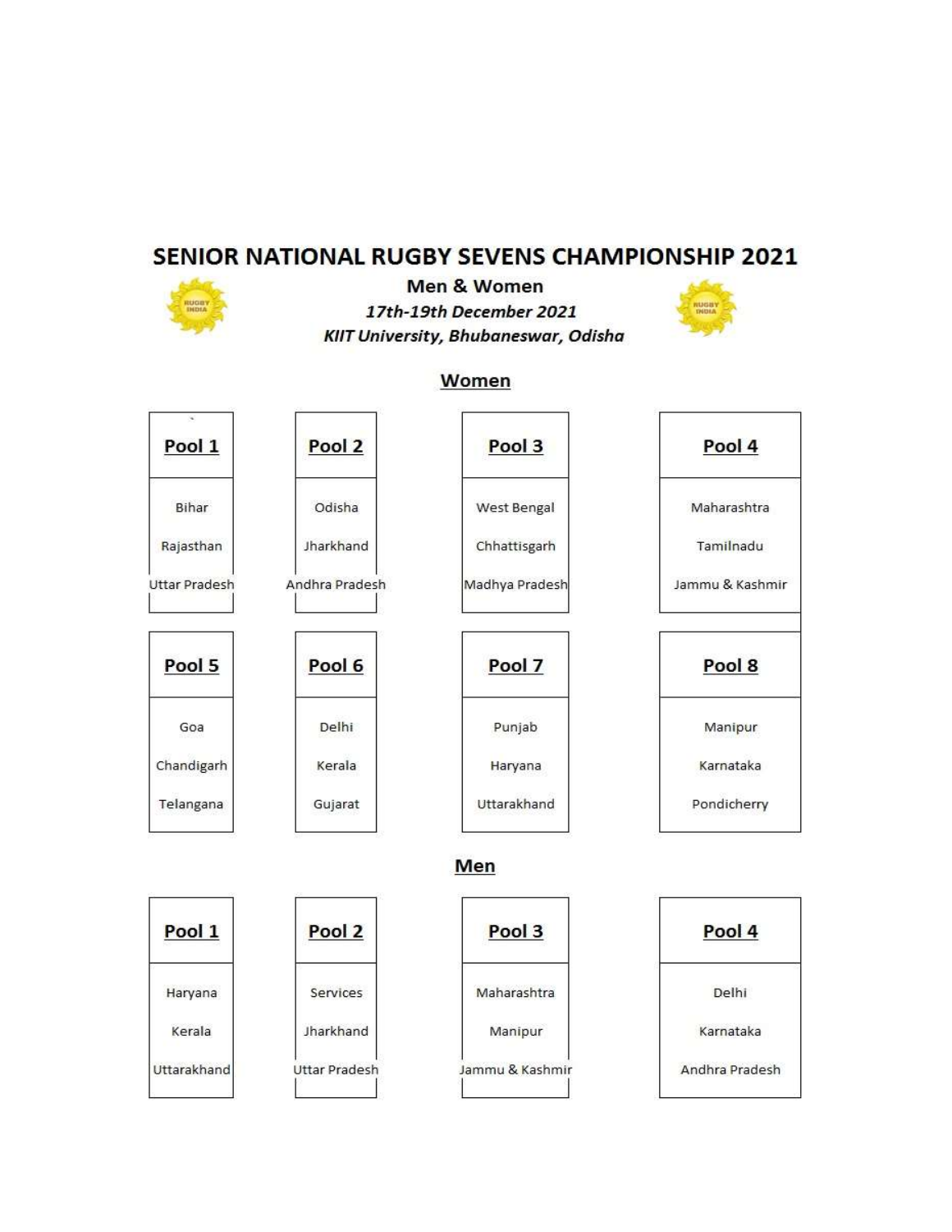# SENIOR NATIONAL RUGBY SEVENS CHAMPIONSHIP 2021

**Men & Women**

*17th-19th December 2021*

*KIIT University, Bhubaneswar, Odisha*

## Women

| Pool 1 | Pool 2 | Pool 3 | Pool 4 |
|---|---|---|---|
| Bihar | Odisha | West Bengal | Maharashtra |
| Rajasthan | Jharkhand | Chhattisgarh | Tamilnadu |
| Uttar Pradesh | Andhra Pradesh | Madhya Pradesh | Jammu & Kashmir |

| Pool 5 | Pool 6 | Pool 7 | Pool 8 |
|---|---|---|---|
| Goa | Delhi | Punjab | Manipur |
| Chandigarh | Kerala | Haryana | Karnataka |
| Telangana | Gujarat | Uttarakhand | Pondicherry |

## Men

| Pool 1 | Pool 2 | Pool 3 | Pool 4 |
|---|---|---|---|
| Haryana | Services | Maharashtra | Delhi |
| Kerala | Jharkhand | Manipur | Karnataka |
| Uttarakhand | Uttar Pradesh | Jammu & Kashmir | Andhra Pradesh |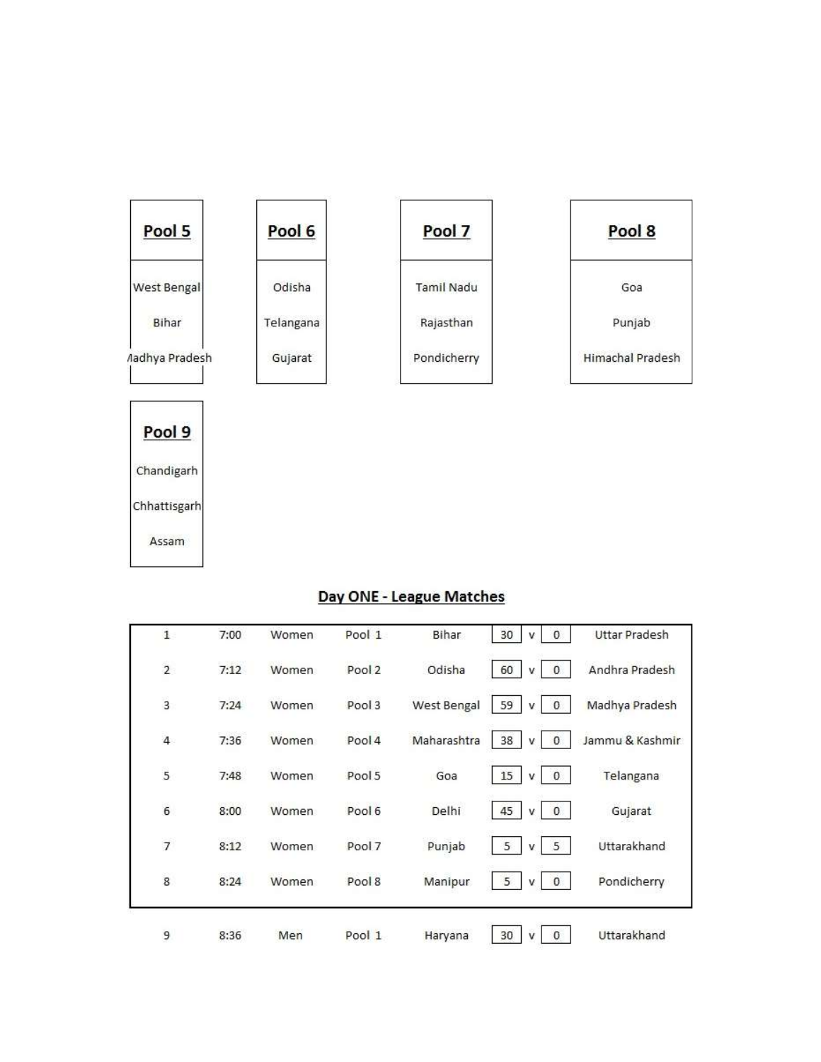| Pool 5 | Pool 6 | Pool 7 | Pool 8 |
|---|---|---|---|
| West Bengal | Odisha | Tamil Nadu | Goa |
| Bihar | Telangana | Rajasthan | Punjab |
| Madhya Pradesh | Gujarat | Pondicherry | Himachal Pradesh |

| Pool 9 |
|---|
| Chandigarh |
| Chhattisgarh |
| Assam |

## Day ONE - League Matches

| | | | | | | | | |
|---|---|---|---|---|---|---|---|---|
| 1 | 7:00 | Women | Pool 1 | Bihar | 30 | v | 0 | Uttar Pradesh |
| 2 | 7:12 | Women | Pool 2 | Odisha | 60 | v | 0 | Andhra Pradesh |
| 3 | 7:24 | Women | Pool 3 | West Bengal | 59 | v | 0 | Madhya Pradesh |
| 4 | 7:36 | Women | Pool 4 | Maharashtra | 38 | v | 0 | Jammu & Kashmir |
| 5 | 7:48 | Women | Pool 5 | Goa | 15 | v | 0 | Telangana |
| 6 | 8:00 | Women | Pool 6 | Delhi | 45 | v | 0 | Gujarat |
| 7 | 8:12 | Women | Pool 7 | Punjab | 5 | v | 5 | Uttarakhand |
| 8 | 8:24 | Women | Pool 8 | Manipur | 5 | v | 0 | Pondicherry |
| 9 | 8:36 | Men | Pool 1 | Haryana | 30 | v | 0 | Uttarakhand |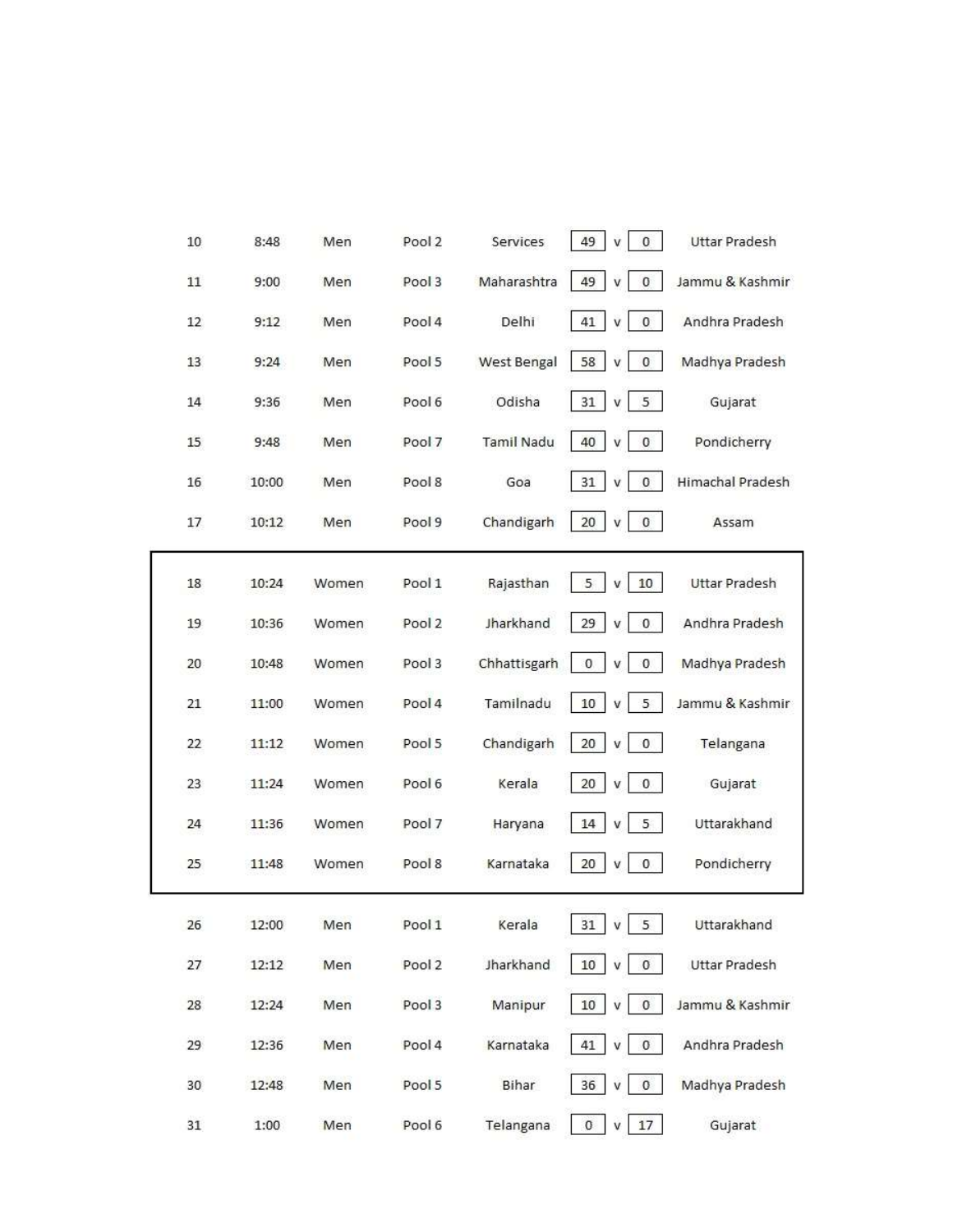| | | | | | | | | |
|---|---|---|---|---|---|---|---|---|
| 10 | 8:48 | Men | Pool 2 | Services | 49 | v | 0 | Uttar Pradesh |
| 11 | 9:00 | Men | Pool 3 | Maharashtra | 49 | v | 0 | Jammu & Kashmir |
| 12 | 9:12 | Men | Pool 4 | Delhi | 41 | v | 0 | Andhra Pradesh |
| 13 | 9:24 | Men | Pool 5 | West Bengal | 58 | v | 0 | Madhya Pradesh |
| 14 | 9:36 | Men | Pool 6 | Odisha | 31 | v | 5 | Gujarat |
| 15 | 9:48 | Men | Pool 7 | Tamil Nadu | 40 | v | 0 | Pondicherry |
| 16 | 10:00 | Men | Pool 8 | Goa | 31 | v | 0 | Himachal Pradesh |
| 17 | 10:12 | Men | Pool 9 | Chandigarh | 20 | v | 0 | Assam |
| 18 | 10:24 | Women | Pool 1 | Rajasthan | 5 | v | 10 | Uttar Pradesh |
| 19 | 10:36 | Women | Pool 2 | Jharkhand | 29 | v | 0 | Andhra Pradesh |
| 20 | 10:48 | Women | Pool 3 | Chhattisgarh | 0 | v | 0 | Madhya Pradesh |
| 21 | 11:00 | Women | Pool 4 | Tamilnadu | 10 | v | 5 | Jammu & Kashmir |
| 22 | 11:12 | Women | Pool 5 | Chandigarh | 20 | v | 0 | Telangana |
| 23 | 11:24 | Women | Pool 6 | Kerala | 20 | v | 0 | Gujarat |
| 24 | 11:36 | Women | Pool 7 | Haryana | 14 | v | 5 | Uttarakhand |
| 25 | 11:48 | Women | Pool 8 | Karnataka | 20 | v | 0 | Pondicherry |
| 26 | 12:00 | Men | Pool 1 | Kerala | 31 | v | 5 | Uttarakhand |
| 27 | 12:12 | Men | Pool 2 | Jharkhand | 10 | v | 0 | Uttar Pradesh |
| 28 | 12:24 | Men | Pool 3 | Manipur | 10 | v | 0 | Jammu & Kashmir |
| 29 | 12:36 | Men | Pool 4 | Karnataka | 41 | v | 0 | Andhra Pradesh |
| 30 | 12:48 | Men | Pool 5 | Bihar | 36 | v | 0 | Madhya Pradesh |
| 31 | 1:00 | Men | Pool 6 | Telangana | 0 | v | 17 | Gujarat |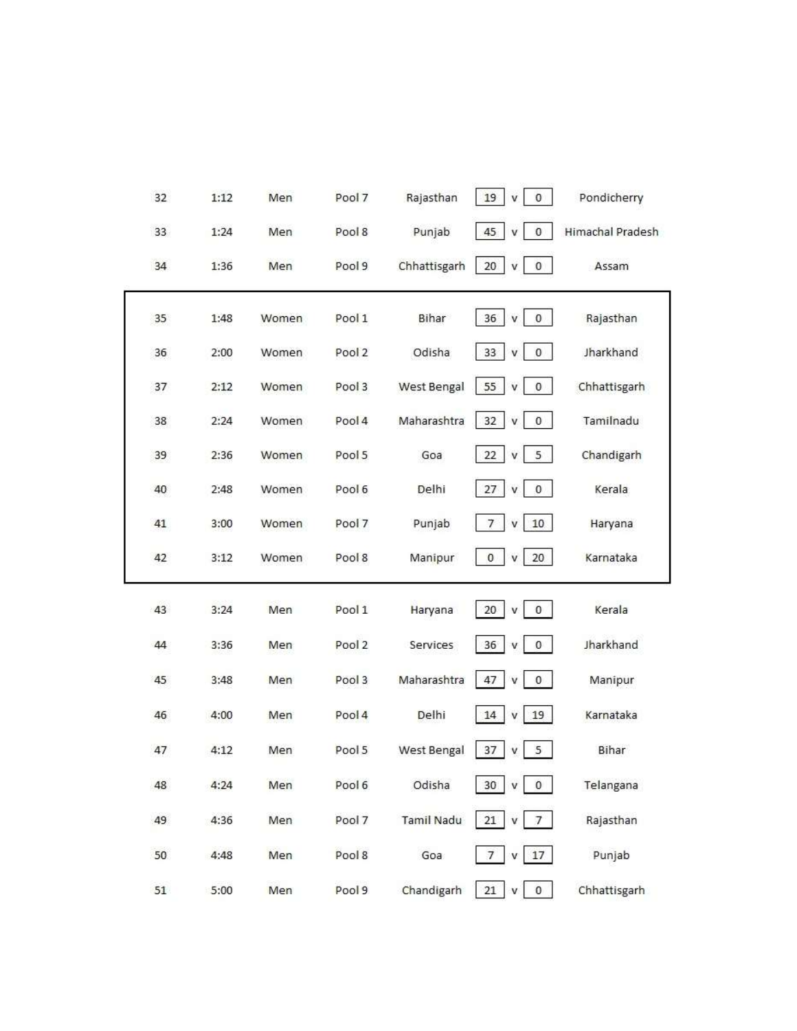| | | | | | | | | |
|---|---|---|---|---|---|---|---|---|
| 32 | 1:12 | Men | Pool 7 | Rajasthan | 19 | v | 0 | Pondicherry |
| 33 | 1:24 | Men | Pool 8 | Punjab | 45 | v | 0 | Himachal Pradesh |
| 34 | 1:36 | Men | Pool 9 | Chhattisgarh | 20 | v | 0 | Assam |
| 35 | 1:48 | Women | Pool 1 | Bihar | 36 | v | 0 | Rajasthan |
| 36 | 2:00 | Women | Pool 2 | Odisha | 33 | v | 0 | Jharkhand |
| 37 | 2:12 | Women | Pool 3 | West Bengal | 55 | v | 0 | Chhattisgarh |
| 38 | 2:24 | Women | Pool 4 | Maharashtra | 32 | v | 0 | Tamilnadu |
| 39 | 2:36 | Women | Pool 5 | Goa | 22 | v | 5 | Chandigarh |
| 40 | 2:48 | Women | Pool 6 | Delhi | 27 | v | 0 | Kerala |
| 41 | 3:00 | Women | Pool 7 | Punjab | 7 | v | 10 | Haryana |
| 42 | 3:12 | Women | Pool 8 | Manipur | 0 | v | 20 | Karnataka |
| 43 | 3:24 | Men | Pool 1 | Haryana | 20 | v | 0 | Kerala |
| 44 | 3:36 | Men | Pool 2 | Services | 36 | v | 0 | Jharkhand |
| 45 | 3:48 | Men | Pool 3 | Maharashtra | 47 | v | 0 | Manipur |
| 46 | 4:00 | Men | Pool 4 | Delhi | 14 | v | 19 | Karnataka |
| 47 | 4:12 | Men | Pool 5 | West Bengal | 37 | v | 5 | Bihar |
| 48 | 4:24 | Men | Pool 6 | Odisha | 30 | v | 0 | Telangana |
| 49 | 4:36 | Men | Pool 7 | Tamil Nadu | 21 | v | 7 | Rajasthan |
| 50 | 4:48 | Men | Pool 8 | Goa | 7 | v | 17 | Punjab |
| 51 | 5:00 | Men | Pool 9 | Chandigarh | 21 | v | 0 | Chhattisgarh |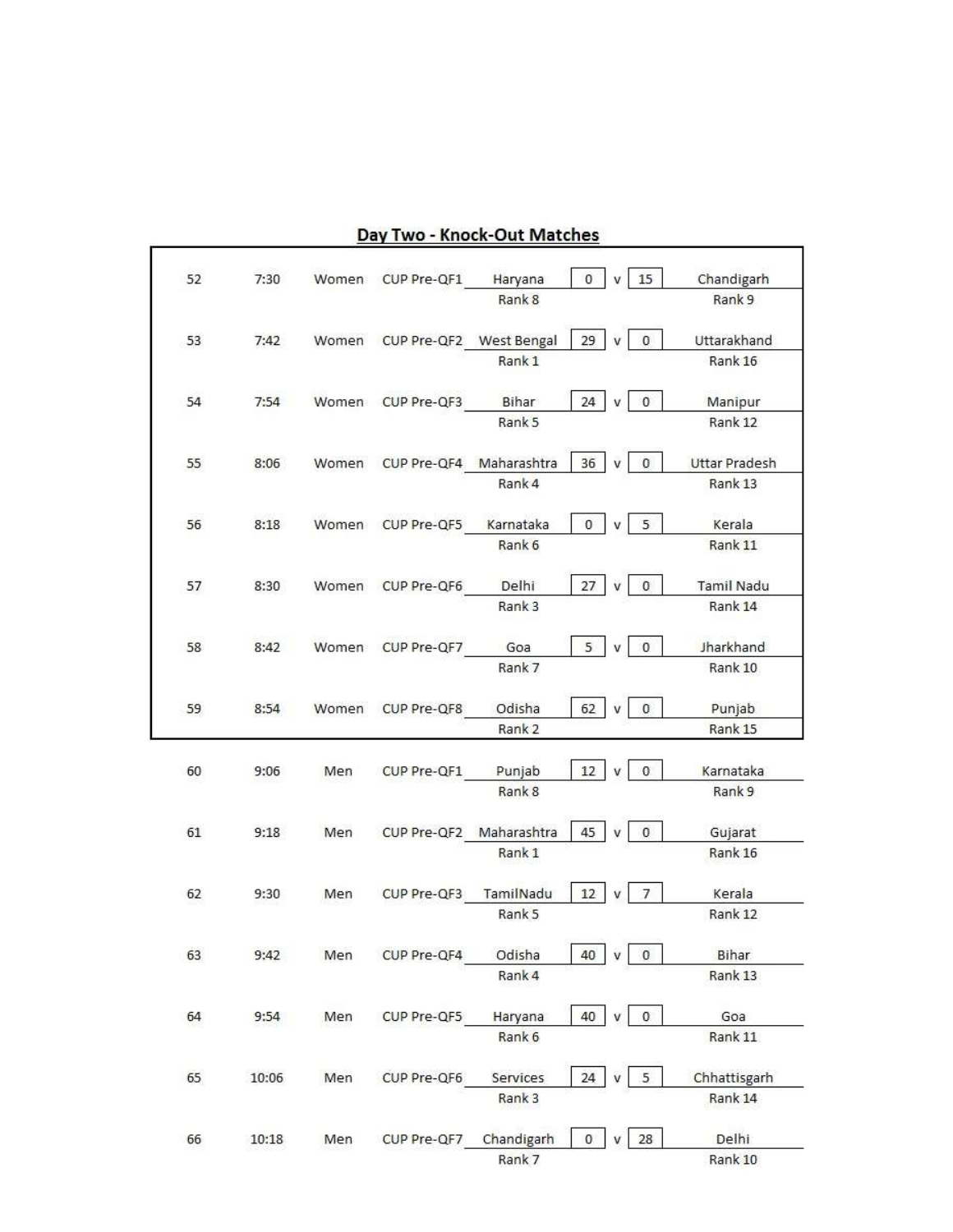## Day Two - Knock-Out Matches

| No. | Time | Category | Match | Team 1 | Score 1 | | Score 2 | Team 2 |
|---|---|---|---|---|---|---|---|---|
| 52 | 7:30 | Women | CUP Pre-QF1 | Haryana<br>Rank 8 | 0 | v | 15 | Chandigarh<br>Rank 9 |
| 53 | 7:42 | Women | CUP Pre-QF2 | West Bengal<br>Rank 1 | 29 | v | 0 | Uttarakhand<br>Rank 16 |
| 54 | 7:54 | Women | CUP Pre-QF3 | Bihar<br>Rank 5 | 24 | v | 0 | Manipur<br>Rank 12 |
| 55 | 8:06 | Women | CUP Pre-QF4 | Maharashtra<br>Rank 4 | 36 | v | 0 | Uttar Pradesh<br>Rank 13 |
| 56 | 8:18 | Women | CUP Pre-QF5 | Karnataka<br>Rank 6 | 0 | v | 5 | Kerala<br>Rank 11 |
| 57 | 8:30 | Women | CUP Pre-QF6 | Delhi<br>Rank 3 | 27 | v | 0 | Tamil Nadu<br>Rank 14 |
| 58 | 8:42 | Women | CUP Pre-QF7 | Goa<br>Rank 7 | 5 | v | 0 | Jharkhand<br>Rank 10 |
| 59 | 8:54 | Women | CUP Pre-QF8 | Odisha<br>Rank 2 | 62 | v | 0 | Punjab<br>Rank 15 |
| 60 | 9:06 | Men | CUP Pre-QF1 | Punjab<br>Rank 8 | 12 | v | 0 | Karnataka<br>Rank 9 |
| 61 | 9:18 | Men | CUP Pre-QF2 | Maharashtra<br>Rank 1 | 45 | v | 0 | Gujarat<br>Rank 16 |
| 62 | 9:30 | Men | CUP Pre-QF3 | TamilNadu<br>Rank 5 | 12 | v | 7 | Kerala<br>Rank 12 |
| 63 | 9:42 | Men | CUP Pre-QF4 | Odisha<br>Rank 4 | 40 | v | 0 | Bihar<br>Rank 13 |
| 64 | 9:54 | Men | CUP Pre-QF5 | Haryana<br>Rank 6 | 40 | v | 0 | Goa<br>Rank 11 |
| 65 | 10:06 | Men | CUP Pre-QF6 | Services<br>Rank 3 | 24 | v | 5 | Chhattisgarh<br>Rank 14 |
| 66 | 10:18 | Men | CUP Pre-QF7 | Chandigarh<br>Rank 7 | 0 | v | 28 | Delhi<br>Rank 10 |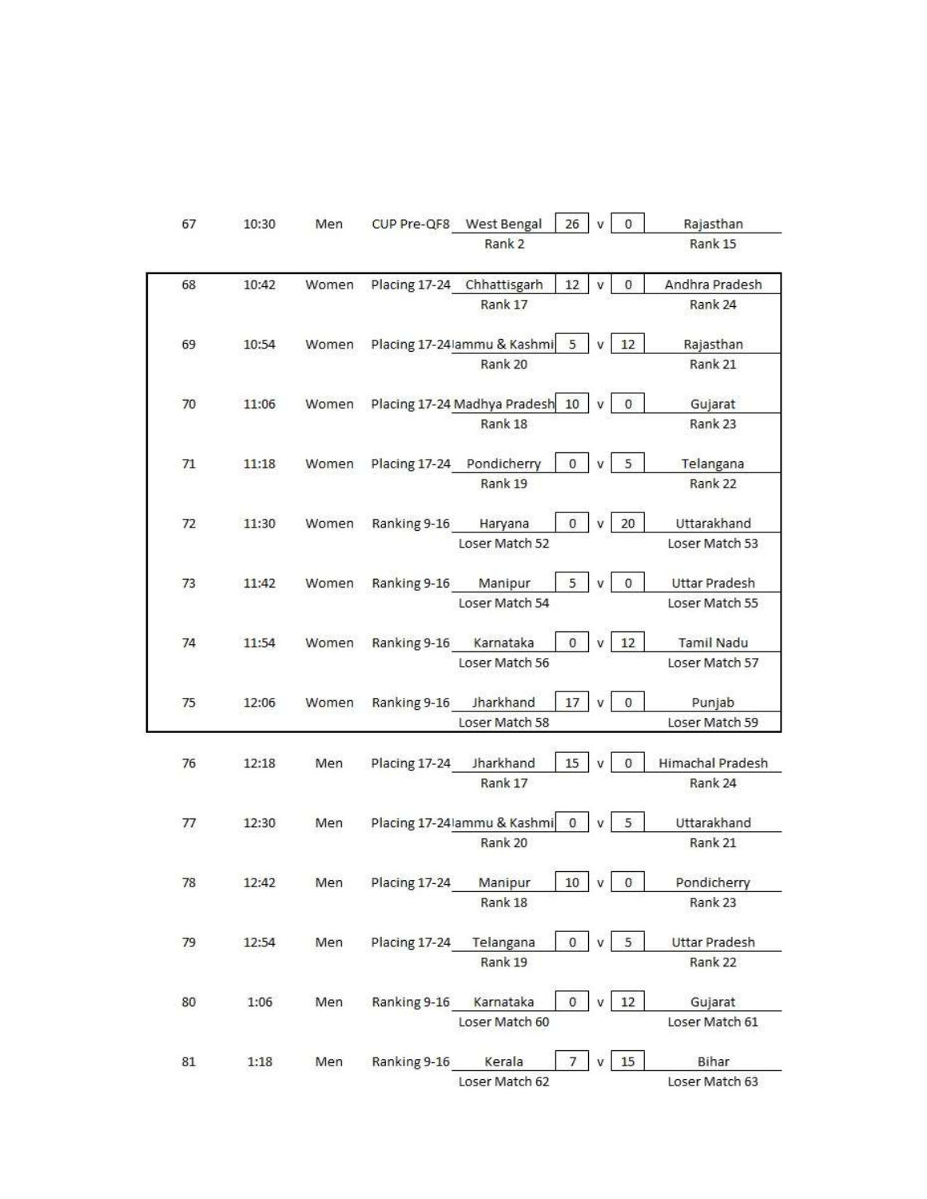| Match | Time | Category | Stage | Team 1 | Score 1 | | Score 2 | Team 2 |
|---|---|---|---|---|---|---|---|---|
| 67 | 10:30 | Men | CUP Pre-QF8 | West Bengal<br>Rank 2 | 26 | v | 0 | Rajasthan<br>Rank 15 |
| 68 | 10:42 | Women | Placing 17-24 | Chhattisgarh<br>Rank 17 | 12 | v | 0 | Andhra Pradesh<br>Rank 24 |
| 69 | 10:54 | Women | Placing 17-24 | Jammu & Kashmi<br>Rank 20 | 5 | v | 12 | Rajasthan<br>Rank 21 |
| 70 | 11:06 | Women | Placing 17-24 | Madhya Pradesh<br>Rank 18 | 10 | v | 0 | Gujarat<br>Rank 23 |
| 71 | 11:18 | Women | Placing 17-24 | Pondicherry<br>Rank 19 | 0 | v | 5 | Telangana<br>Rank 22 |
| 72 | 11:30 | Women | Ranking 9-16 | Haryana<br>Loser Match 52 | 0 | v | 20 | Uttarakhand<br>Loser Match 53 |
| 73 | 11:42 | Women | Ranking 9-16 | Manipur<br>Loser Match 54 | 5 | v | 0 | Uttar Pradesh<br>Loser Match 55 |
| 74 | 11:54 | Women | Ranking 9-16 | Karnataka<br>Loser Match 56 | 0 | v | 12 | Tamil Nadu<br>Loser Match 57 |
| 75 | 12:06 | Women | Ranking 9-16 | Jharkhand<br>Loser Match 58 | 17 | v | 0 | Punjab<br>Loser Match 59 |
| 76 | 12:18 | Men | Placing 17-24 | Jharkhand<br>Rank 17 | 15 | v | 0 | Himachal Pradesh<br>Rank 24 |
| 77 | 12:30 | Men | Placing 17-24 | Jammu & Kashmi<br>Rank 20 | 0 | v | 5 | Uttarakhand<br>Rank 21 |
| 78 | 12:42 | Men | Placing 17-24 | Manipur<br>Rank 18 | 10 | v | 0 | Pondicherry<br>Rank 23 |
| 79 | 12:54 | Men | Placing 17-24 | Telangana<br>Rank 19 | 0 | v | 5 | Uttar Pradesh<br>Rank 22 |
| 80 | 1:06 | Men | Ranking 9-16 | Karnataka<br>Loser Match 60 | 0 | v | 12 | Gujarat<br>Loser Match 61 |
| 81 | 1:18 | Men | Ranking 9-16 | Kerala<br>Loser Match 62 | 7 | v | 15 | Bihar<br>Loser Match 63 |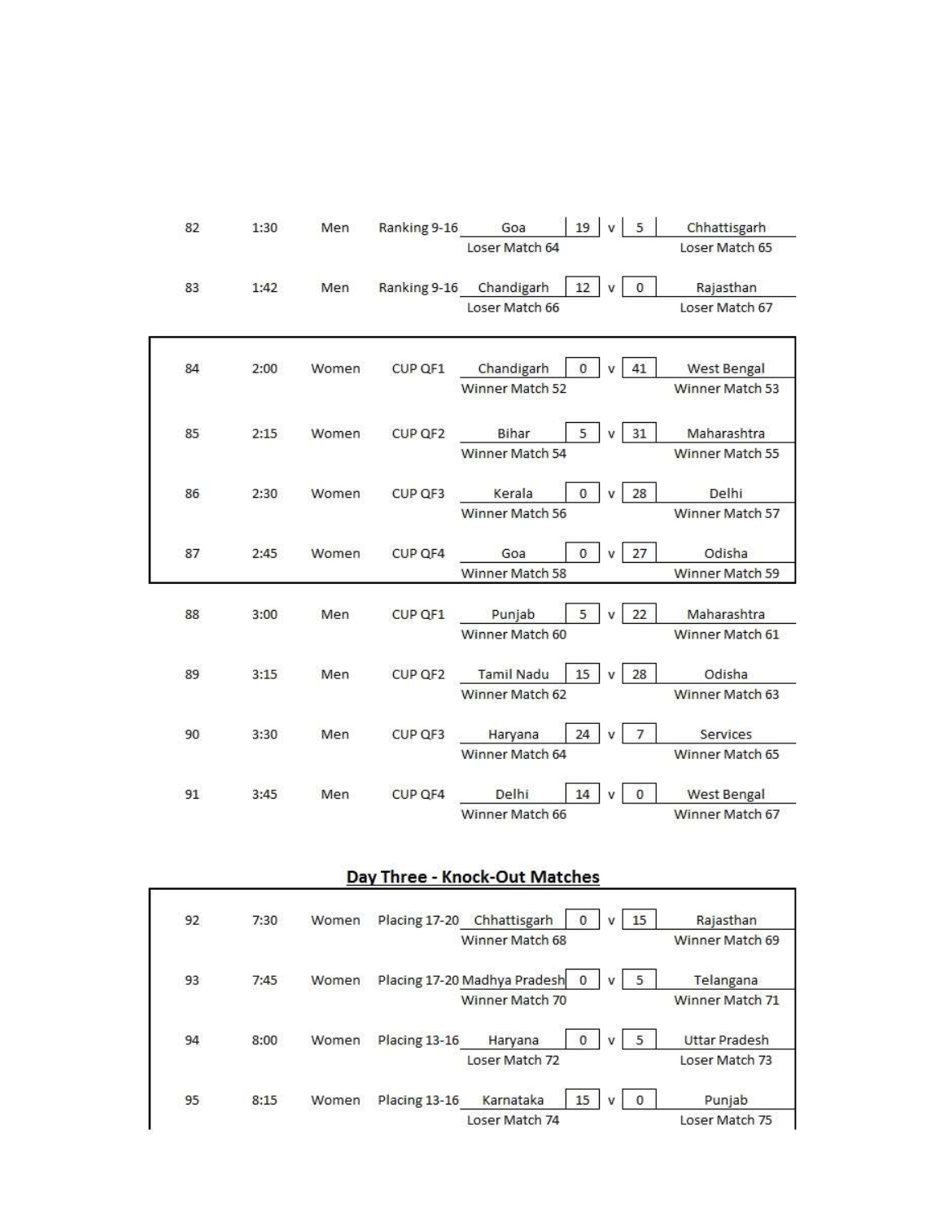| Match | Time | Category | Stage | Team 1 | Score | | Score | Team 2 |
|---|---|---|---|---|---|---|---|---|
| 82 | 1:30 | Men | Ranking 9-16 | Goa | 19 | v | 5 | Chhattisgarh |
| | | | | Loser Match 64 | | | | Loser Match 65 |
| 83 | 1:42 | Men | Ranking 9-16 | Chandigarh | 12 | v | 0 | Rajasthan |
| | | | | Loser Match 66 | | | | Loser Match 67 |
| 84 | 2:00 | Women | CUP QF1 | Chandigarh | 0 | v | 41 | West Bengal |
| | | | | Winner Match 52 | | | | Winner Match 53 |
| 85 | 2:15 | Women | CUP QF2 | Bihar | 5 | v | 31 | Maharashtra |
| | | | | Winner Match 54 | | | | Winner Match 55 |
| 86 | 2:30 | Women | CUP QF3 | Kerala | 0 | v | 28 | Delhi |
| | | | | Winner Match 56 | | | | Winner Match 57 |
| 87 | 2:45 | Women | CUP QF4 | Goa | 0 | v | 27 | Odisha |
| | | | | Winner Match 58 | | | | Winner Match 59 |
| 88 | 3:00 | Men | CUP QF1 | Punjab | 5 | v | 22 | Maharashtra |
| | | | | Winner Match 60 | | | | Winner Match 61 |
| 89 | 3:15 | Men | CUP QF2 | Tamil Nadu | 15 | v | 28 | Odisha |
| | | | | Winner Match 62 | | | | Winner Match 63 |
| 90 | 3:30 | Men | CUP QF3 | Haryana | 24 | v | 7 | Services |
| | | | | Winner Match 64 | | | | Winner Match 65 |
| 91 | 3:45 | Men | CUP QF4 | Delhi | 14 | v | 0 | West Bengal |
| | | | | Winner Match 66 | | | | Winner Match 67 |

## Day Three - Knock-Out Matches

| Match | Time | Category | Stage | Team 1 | Score | | Score | Team 2 |
|---|---|---|---|---|---|---|---|---|
| 92 | 7:30 | Women | Placing 17-20 | Chhattisgarh | 0 | v | 15 | Rajasthan |
| | | | | Winner Match 68 | | | | Winner Match 69 |
| 93 | 7:45 | Women | Placing 17-20 | Madhya Pradesh | 0 | v | 5 | Telangana |
| | | | | Winner Match 70 | | | | Winner Match 71 |
| 94 | 8:00 | Women | Placing 13-16 | Haryana | 0 | v | 5 | Uttar Pradesh |
| | | | | Loser Match 72 | | | | Loser Match 73 |
| 95 | 8:15 | Women | Placing 13-16 | Karnataka | 15 | v | 0 | Punjab |
| | | | | Loser Match 74 | | | | Loser Match 75 |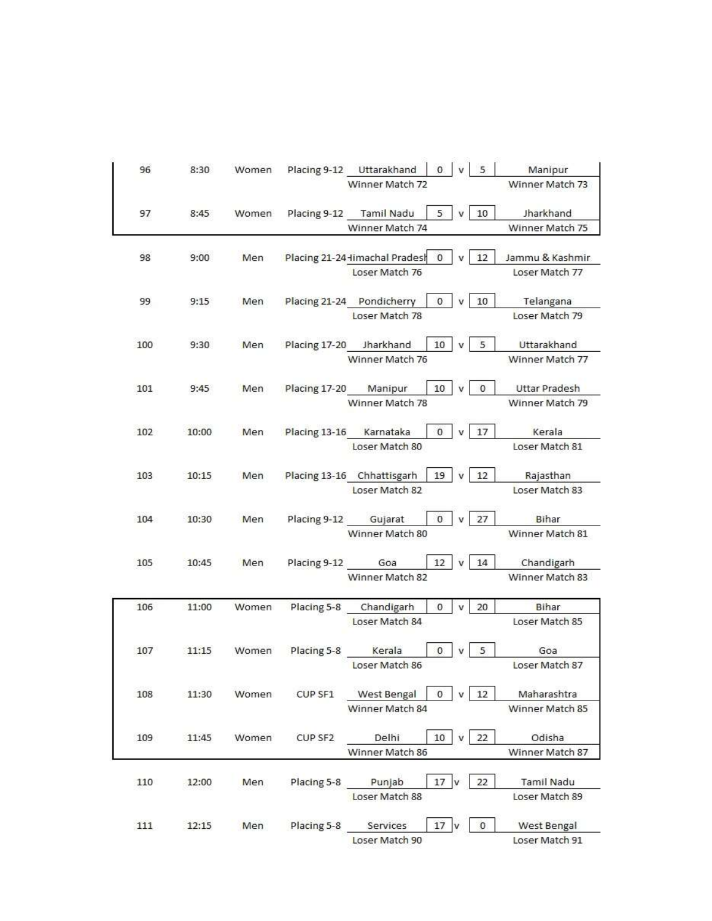| Match | Time | Category | Stage | Team 1 | Score 1 | | Score 2 | Team 2 |
|---|---|---|---|---|---|---|---|---|
| 96 | 8:30 | Women | Placing 9-12 | Uttarakhand | 0 | v | 5 | Manipur |
| | | | | Winner Match 72 | | | | Winner Match 73 |
| 97 | 8:45 | Women | Placing 9-12 | Tamil Nadu | 5 | v | 10 | Jharkhand |
| | | | | Winner Match 74 | | | | Winner Match 75 |
| 98 | 9:00 | Men | Placing 21-24 | Himachal Pradesh | 0 | v | 12 | Jammu & Kashmir |
| | | | | Loser Match 76 | | | | Loser Match 77 |
| 99 | 9:15 | Men | Placing 21-24 | Pondicherry | 0 | v | 10 | Telangana |
| | | | | Loser Match 78 | | | | Loser Match 79 |
| 100 | 9:30 | Men | Placing 17-20 | Jharkhand | 10 | v | 5 | Uttarakhand |
| | | | | Winner Match 76 | | | | Winner Match 77 |
| 101 | 9:45 | Men | Placing 17-20 | Manipur | 10 | v | 0 | Uttar Pradesh |
| | | | | Winner Match 78 | | | | Winner Match 79 |
| 102 | 10:00 | Men | Placing 13-16 | Karnataka | 0 | v | 17 | Kerala |
| | | | | Loser Match 80 | | | | Loser Match 81 |
| 103 | 10:15 | Men | Placing 13-16 | Chhattisgarh | 19 | v | 12 | Rajasthan |
| | | | | Loser Match 82 | | | | Loser Match 83 |
| 104 | 10:30 | Men | Placing 9-12 | Gujarat | 0 | v | 27 | Bihar |
| | | | | Winner Match 80 | | | | Winner Match 81 |
| 105 | 10:45 | Men | Placing 9-12 | Goa | 12 | v | 14 | Chandigarh |
| | | | | Winner Match 82 | | | | Winner Match 83 |
| 106 | 11:00 | Women | Placing 5-8 | Chandigarh | 0 | v | 20 | Bihar |
| | | | | Loser Match 84 | | | | Loser Match 85 |
| 107 | 11:15 | Women | Placing 5-8 | Kerala | 0 | v | 5 | Goa |
| | | | | Loser Match 86 | | | | Loser Match 87 |
| 108 | 11:30 | Women | CUP SF1 | West Bengal | 0 | v | 12 | Maharashtra |
| | | | | Winner Match 84 | | | | Winner Match 85 |
| 109 | 11:45 | Women | CUP SF2 | Delhi | 10 | v | 22 | Odisha |
| | | | | Winner Match 86 | | | | Winner Match 87 |
| 110 | 12:00 | Men | Placing 5-8 | Punjab | 17 | v | 22 | Tamil Nadu |
| | | | | Loser Match 88 | | | | Loser Match 89 |
| 111 | 12:15 | Men | Placing 5-8 | Services | 17 | v | 0 | West Bengal |
| | | | | Loser Match 90 | | | | Loser Match 91 |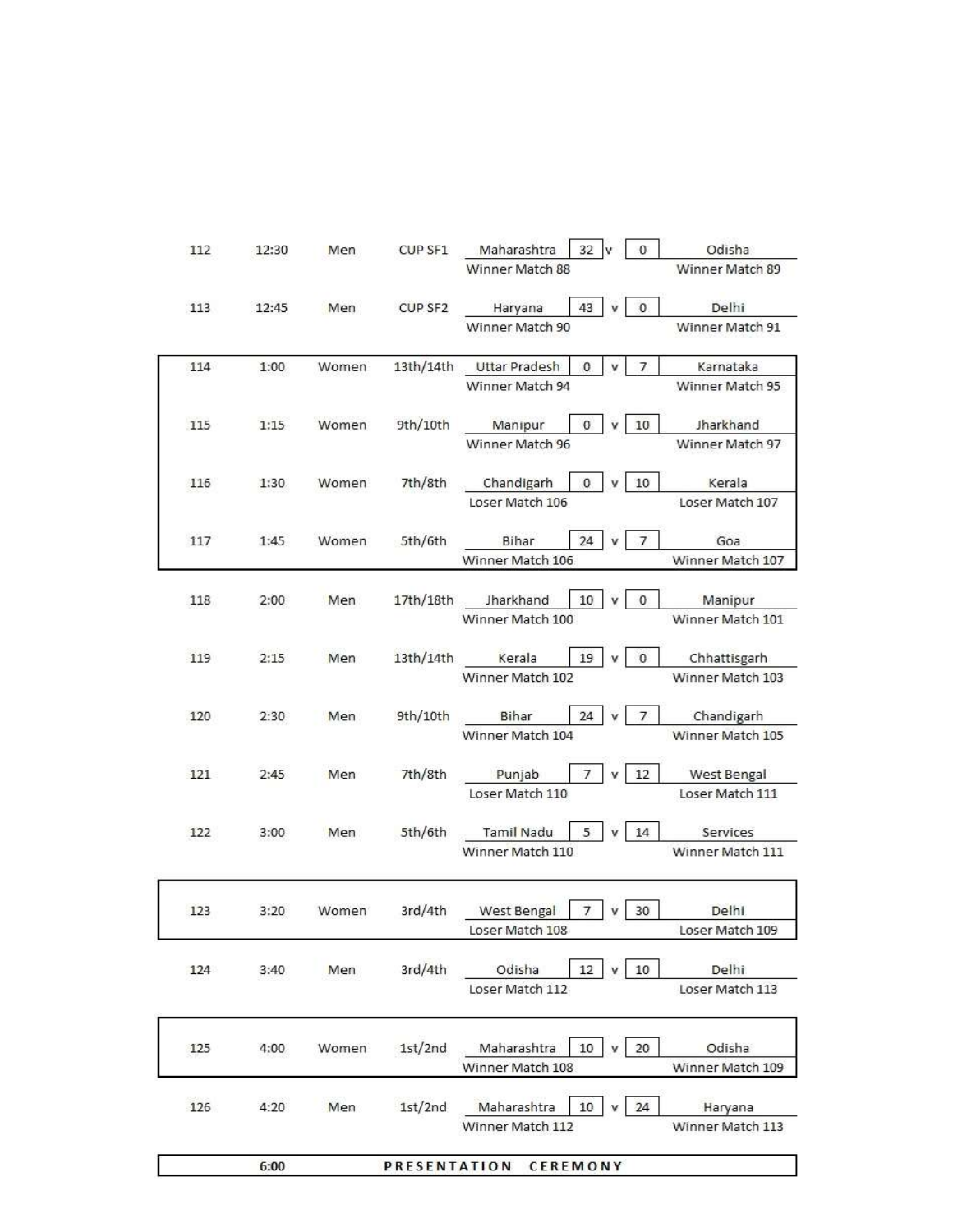| Match | Time | Category | Round | Team 1 | Score 1 | | Score 2 | Team 2 |
|---|---|---|---|---|---|---|---|---|
| 112 | 12:30 | Men | CUP SF1 | Maharashtra | 32 | v | 0 | Odisha |
| | | | | Winner Match 88 | | | | Winner Match 89 |
| 113 | 12:45 | Men | CUP SF2 | Haryana | 43 | v | 0 | Delhi |
| | | | | Winner Match 90 | | | | Winner Match 91 |
| 114 | 1:00 | Women | 13th/14th | Uttar Pradesh | 0 | v | 7 | Karnataka |
| | | | | Winner Match 94 | | | | Winner Match 95 |
| 115 | 1:15 | Women | 9th/10th | Manipur | 0 | v | 10 | Jharkhand |
| | | | | Winner Match 96 | | | | Winner Match 97 |
| 116 | 1:30 | Women | 7th/8th | Chandigarh | 0 | v | 10 | Kerala |
| | | | | Loser Match 106 | | | | Loser Match 107 |
| 117 | 1:45 | Women | 5th/6th | Bihar | 24 | v | 7 | Goa |
| | | | | Winner Match 106 | | | | Winner Match 107 |
| 118 | 2:00 | Men | 17th/18th | Jharkhand | 10 | v | 0 | Manipur |
| | | | | Winner Match 100 | | | | Winner Match 101 |
| 119 | 2:15 | Men | 13th/14th | Kerala | 19 | v | 0 | Chhattisgarh |
| | | | | Winner Match 102 | | | | Winner Match 103 |
| 120 | 2:30 | Men | 9th/10th | Bihar | 24 | v | 7 | Chandigarh |
| | | | | Winner Match 104 | | | | Winner Match 105 |
| 121 | 2:45 | Men | 7th/8th | Punjab | 7 | v | 12 | West Bengal |
| | | | | Loser Match 110 | | | | Loser Match 111 |
| 122 | 3:00 | Men | 5th/6th | Tamil Nadu | 5 | v | 14 | Services |
| | | | | Winner Match 110 | | | | Winner Match 111 |
| 123 | 3:20 | Women | 3rd/4th | West Bengal | 7 | v | 30 | Delhi |
| | | | | Loser Match 108 | | | | Loser Match 109 |
| 124 | 3:40 | Men | 3rd/4th | Odisha | 12 | v | 10 | Delhi |
| | | | | Loser Match 112 | | | | Loser Match 113 |
| 125 | 4:00 | Women | 1st/2nd | Maharashtra | 10 | v | 20 | Odisha |
| | | | | Winner Match 108 | | | | Winner Match 109 |
| 126 | 4:20 | Men | 1st/2nd | Maharashtra | 10 | v | 24 | Haryana |
| | | | | Winner Match 112 | | | | Winner Match 113 |
| | 6:00 | | | PRESENTATION CEREMONY | | | | |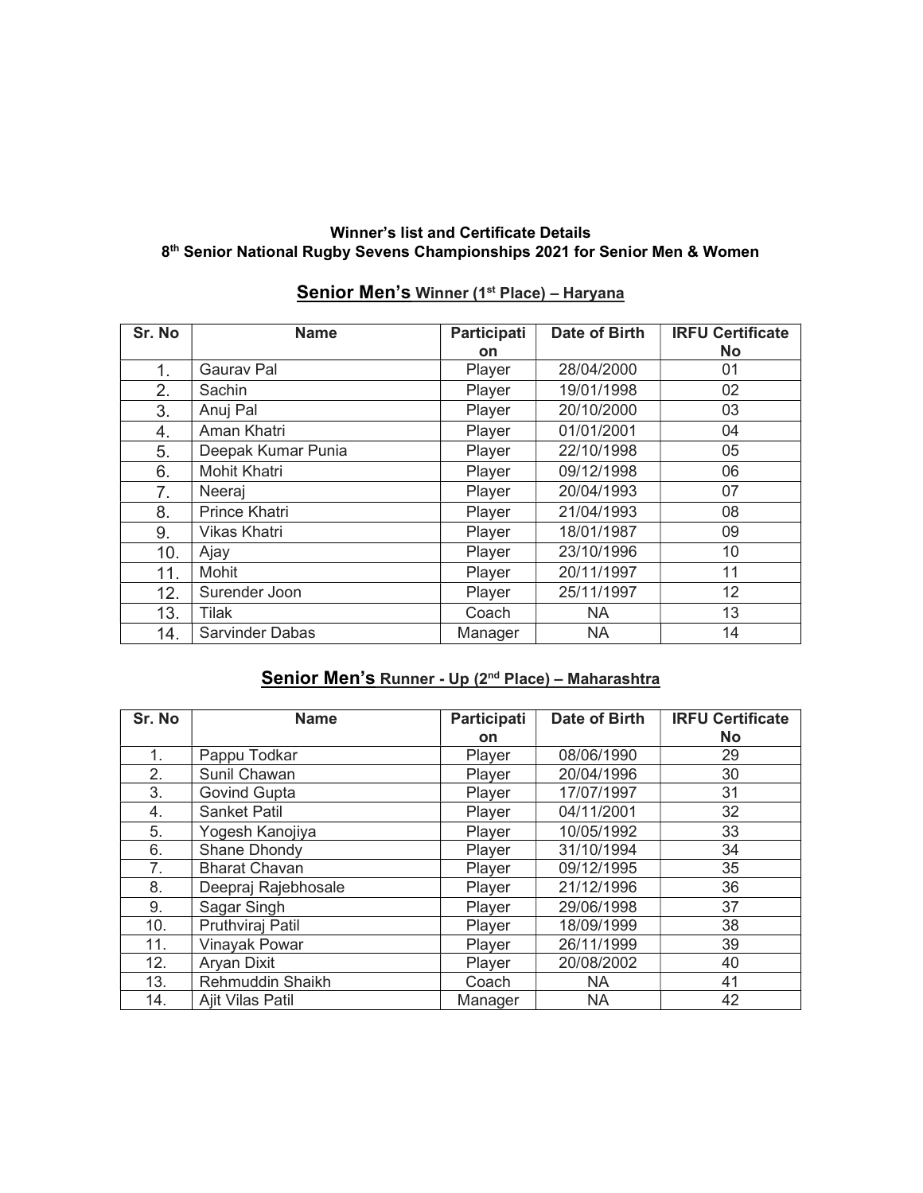**Winner's list and Certificate Details**
**8th Senior National Rugby Sevens Championships 2021 for Senior Men & Women**

## Senior Men's Winner (1st Place) – Haryana

| Sr. No | Name | Participation | Date of Birth | IRFU Certificate No |
|---|---|---|---|---|
| 1. | Gaurav Pal | Player | 28/04/2000 | 01 |
| 2. | Sachin | Player | 19/01/1998 | 02 |
| 3. | Anuj Pal | Player | 20/10/2000 | 03 |
| 4. | Aman Khatri | Player | 01/01/2001 | 04 |
| 5. | Deepak Kumar Punia | Player | 22/10/1998 | 05 |
| 6. | Mohit Khatri | Player | 09/12/1998 | 06 |
| 7. | Neeraj | Player | 20/04/1993 | 07 |
| 8. | Prince Khatri | Player | 21/04/1993 | 08 |
| 9. | Vikas Khatri | Player | 18/01/1987 | 09 |
| 10. | Ajay | Player | 23/10/1996 | 10 |
| 11. | Mohit | Player | 20/11/1997 | 11 |
| 12. | Surender Joon | Player | 25/11/1997 | 12 |
| 13. | Tilak | Coach | NA | 13 |
| 14. | Sarvinder Dabas | Manager | NA | 14 |

## Senior Men's Runner - Up (2nd Place) – Maharashtra

| Sr. No | Name | Participation | Date of Birth | IRFU Certificate No |
|---|---|---|---|---|
| 1. | Pappu Todkar | Player | 08/06/1990 | 29 |
| 2. | Sunil Chawan | Player | 20/04/1996 | 30 |
| 3. | Govind Gupta | Player | 17/07/1997 | 31 |
| 4. | Sanket Patil | Player | 04/11/2001 | 32 |
| 5. | Yogesh Kanojiya | Player | 10/05/1992 | 33 |
| 6. | Shane Dhondy | Player | 31/10/1994 | 34 |
| 7. | Bharat Chavan | Player | 09/12/1995 | 35 |
| 8. | Deepraj Rajebhosale | Player | 21/12/1996 | 36 |
| 9. | Sagar Singh | Player | 29/06/1998 | 37 |
| 10. | Pruthviraj Patil | Player | 18/09/1999 | 38 |
| 11. | Vinayak Powar | Player | 26/11/1999 | 39 |
| 12. | Aryan Dixit | Player | 20/08/2002 | 40 |
| 13. | Rehmuddin Shaikh | Coach | NA | 41 |
| 14. | Ajit Vilas Patil | Manager | NA | 42 |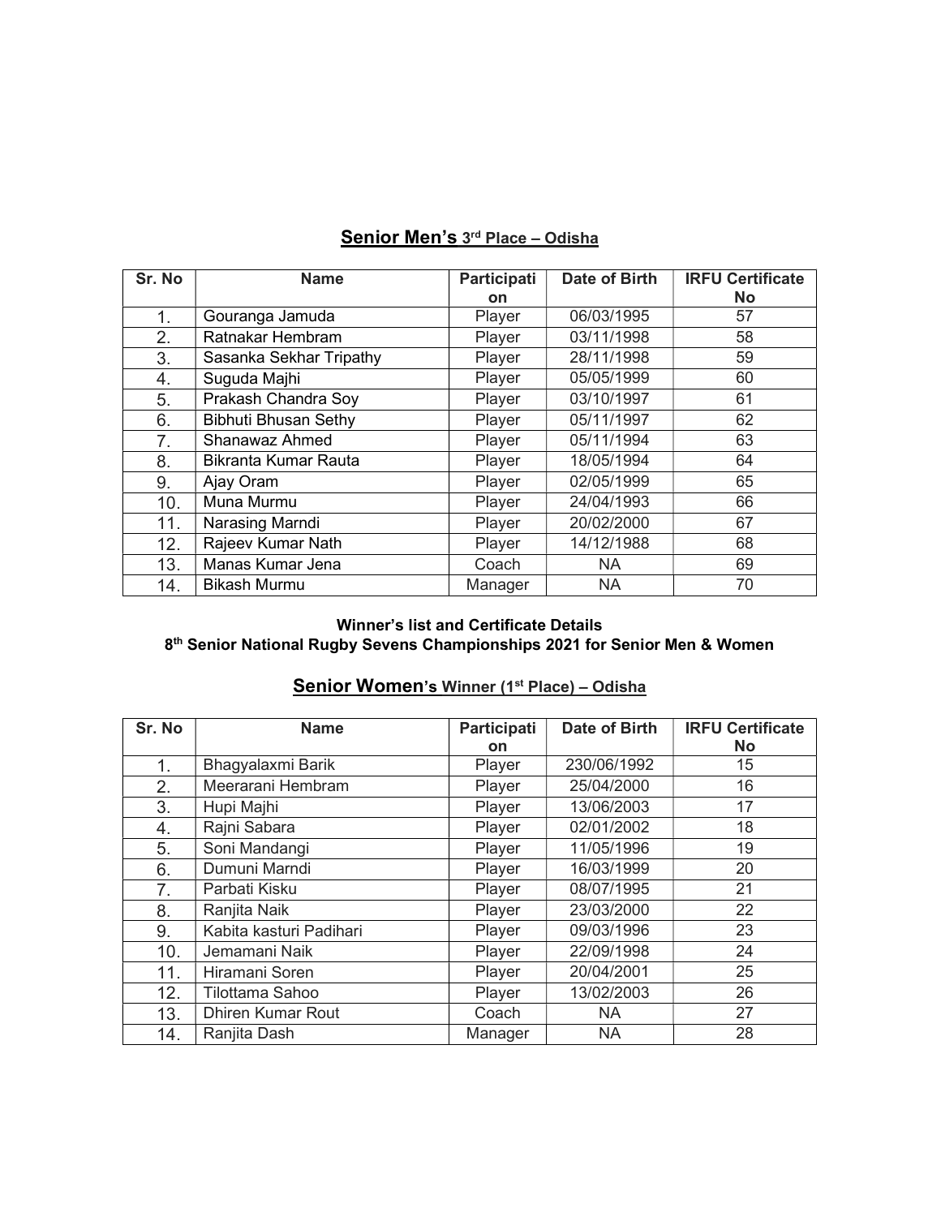## **Senior Men's** 3rd Place – Odisha

| Sr. No | Name | Participation | Date of Birth | IRFU Certificate No |
|---|---|---|---|---|
| 1. | Gouranga Jamuda | Player | 06/03/1995 | 57 |
| 2. | Ratnakar Hembram | Player | 03/11/1998 | 58 |
| 3. | Sasanka Sekhar Tripathy | Player | 28/11/1998 | 59 |
| 4. | Suguda Majhi | Player | 05/05/1999 | 60 |
| 5. | Prakash Chandra Soy | Player | 03/10/1997 | 61 |
| 6. | Bibhuti Bhusan Sethy | Player | 05/11/1997 | 62 |
| 7. | Shanawaz Ahmed | Player | 05/11/1994 | 63 |
| 8. | Bikranta Kumar Rauta | Player | 18/05/1994 | 64 |
| 9. | Ajay Oram | Player | 02/05/1999 | 65 |
| 10. | Muna Murmu | Player | 24/04/1993 | 66 |
| 11. | Narasing Marndi | Player | 20/02/2000 | 67 |
| 12. | Rajeev Kumar Nath | Player | 14/12/1988 | 68 |
| 13. | Manas Kumar Jena | Coach | NA | 69 |
| 14. | Bikash Murmu | Manager | NA | 70 |

**Winner's list and Certificate Details**
**8th Senior National Rugby Sevens Championships 2021 for Senior Men & Women**

## **Senior Women's Winner (1st Place) – Odisha**

| Sr. No | Name | Participation | Date of Birth | IRFU Certificate No |
|---|---|---|---|---|
| 1. | Bhagyalaxmi Barik | Player | 230/06/1992 | 15 |
| 2. | Meerarani Hembram | Player | 25/04/2000 | 16 |
| 3. | Hupi Majhi | Player | 13/06/2003 | 17 |
| 4. | Rajni Sabara | Player | 02/01/2002 | 18 |
| 5. | Soni Mandangi | Player | 11/05/1996 | 19 |
| 6. | Dumuni Marndi | Player | 16/03/1999 | 20 |
| 7. | Parbati Kisku | Player | 08/07/1995 | 21 |
| 8. | Ranjita Naik | Player | 23/03/2000 | 22 |
| 9. | Kabita kasturi Padihari | Player | 09/03/1996 | 23 |
| 10. | Jemamani Naik | Player | 22/09/1998 | 24 |
| 11. | Hiramani Soren | Player | 20/04/2001 | 25 |
| 12. | Tilottama Sahoo | Player | 13/02/2003 | 26 |
| 13. | Dhiren Kumar Rout | Coach | NA | 27 |
| 14. | Ranjita Dash | Manager | NA | 28 |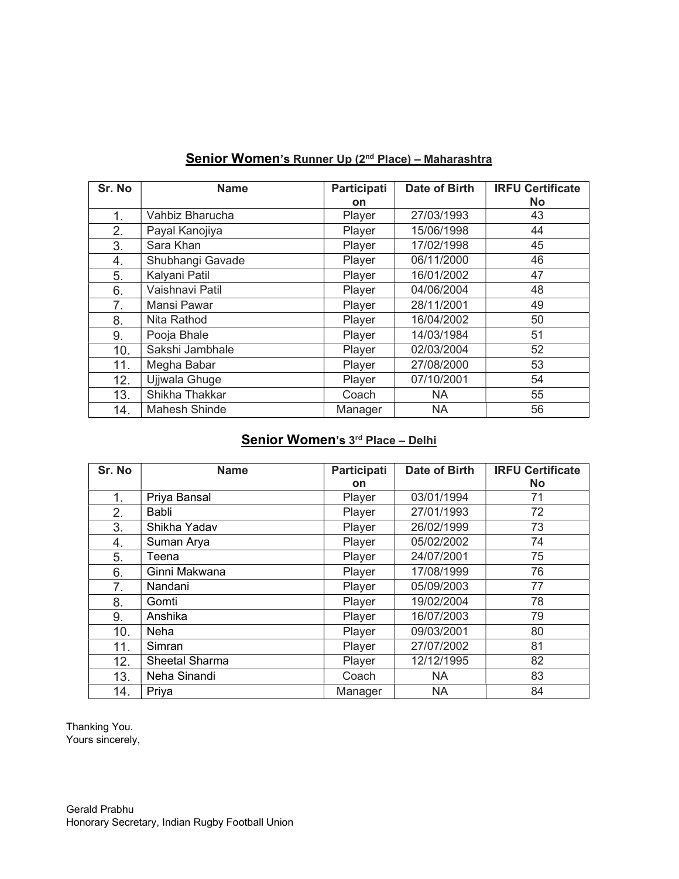## Senior Women's Runner Up (2nd Place) – Maharashtra

| Sr. No | Name | Participation | Date of Birth | IRFU Certificate No |
|---|---|---|---|---|
| 1. | Vahbiz Bharucha | Player | 27/03/1993 | 43 |
| 2. | Payal Kanojiya | Player | 15/06/1998 | 44 |
| 3. | Sara Khan | Player | 17/02/1998 | 45 |
| 4. | Shubhangi Gavade | Player | 06/11/2000 | 46 |
| 5. | Kalyani Patil | Player | 16/01/2002 | 47 |
| 6. | Vaishnavi Patil | Player | 04/06/2004 | 48 |
| 7. | Mansi Pawar | Player | 28/11/2001 | 49 |
| 8. | Nita Rathod | Player | 16/04/2002 | 50 |
| 9. | Pooja Bhale | Player | 14/03/1984 | 51 |
| 10. | Sakshi Jambhale | Player | 02/03/2004 | 52 |
| 11. | Megha Babar | Player | 27/08/2000 | 53 |
| 12. | Ujjwala Ghuge | Player | 07/10/2001 | 54 |
| 13. | Shikha Thakkar | Coach | NA | 55 |
| 14. | Mahesh Shinde | Manager | NA | 56 |

## Senior Women's 3rd Place – Delhi

| Sr. No | Name | Participation | Date of Birth | IRFU Certificate No |
|---|---|---|---|---|
| 1. | Priya Bansal | Player | 03/01/1994 | 71 |
| 2. | Babli | Player | 27/01/1993 | 72 |
| 3. | Shikha Yadav | Player | 26/02/1999 | 73 |
| 4. | Suman Arya | Player | 05/02/2002 | 74 |
| 5. | Teena | Player | 24/07/2001 | 75 |
| 6. | Ginni Makwana | Player | 17/08/1999 | 76 |
| 7. | Nandani | Player | 05/09/2003 | 77 |
| 8. | Gomti | Player | 19/02/2004 | 78 |
| 9. | Anshika | Player | 16/07/2003 | 79 |
| 10. | Neha | Player | 09/03/2001 | 80 |
| 11. | Simran | Player | 27/07/2002 | 81 |
| 12. | Sheetal Sharma | Player | 12/12/1995 | 82 |
| 13. | Neha Sinandi | Coach | NA | 83 |
| 14. | Priya | Manager | NA | 84 |

Thanking You.
Yours sincerely,

Gerald Prabhu
Honorary Secretary, Indian Rugby Football Union